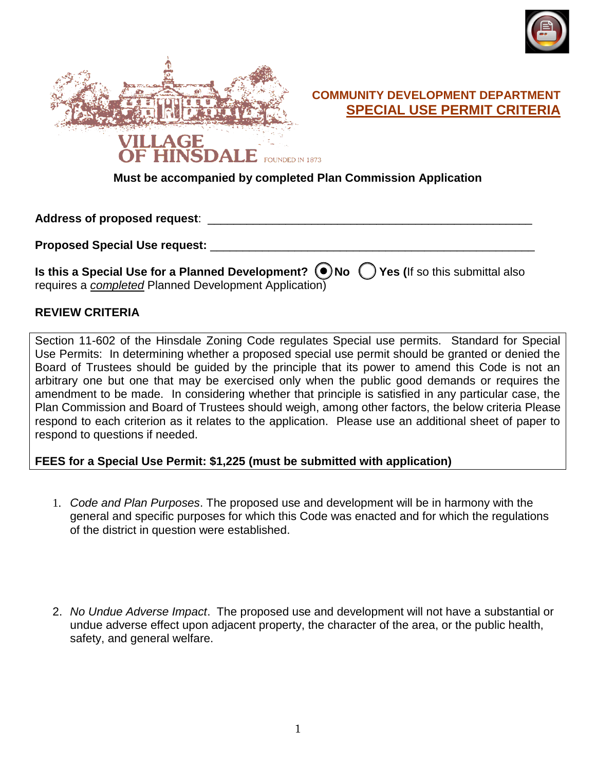**VILLAGE OF HINSDALE** FOUNDED IN 1873

## COMMUNITY DEVELOPMENT DEPARTMENT

## SPECIAL USE PERMIT CRITERIA

**Must be accompanied by completed Plan Commission Application**

**Address of proposed request**: ___________________________________________________

**Proposed Special Use request:** ___________________________________________________

**Is this a Special Use for a Planned Development?** (●) **No** ( ) **Yes (**If so this submittal also requires a *completed* Planned Development Application)

### REVIEW CRITERIA

Section 11-602 of the Hinsdale Zoning Code regulates Special use permits. Standard for Special Use Permits: In determining whether a proposed special use permit should be granted or denied the Board of Trustees should be guided by the principle that its power to amend this Code is not an arbitrary one but one that may be exercised only when the public good demands or requires the amendment to be made. In considering whether that principle is satisfied in any particular case, the Plan Commission and Board of Trustees should weigh, among other factors, the below criteria Please respond to each criterion as it relates to the application. Please use an additional sheet of paper to respond to questions if needed.

**FEES for a Special Use Permit: $1,225 (must be submitted with application)**

1. *Code and Plan Purposes*. The proposed use and development will be in harmony with the general and specific purposes for which this Code was enacted and for which the regulations of the district in question were established.

2. *No Undue Adverse Impact*. The proposed use and development will not have a substantial or undue adverse effect upon adjacent property, the character of the area, or the public health, safety, and general welfare.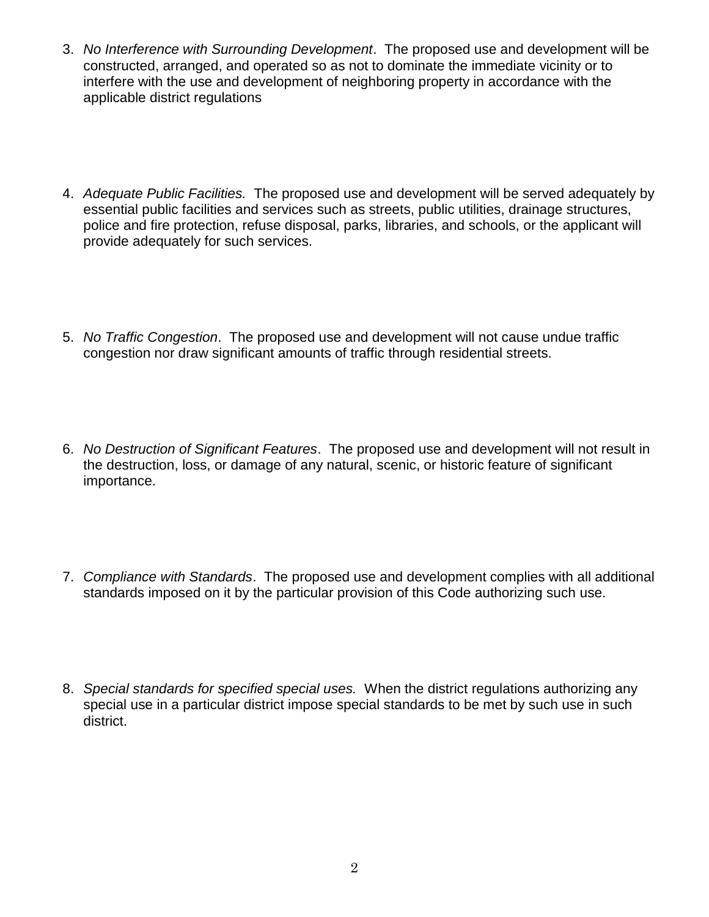3. *No Interference with Surrounding Development*. The proposed use and development will be constructed, arranged, and operated so as not to dominate the immediate vicinity or to interfere with the use and development of neighboring property in accordance with the applicable district regulations

4. *Adequate Public Facilities.* The proposed use and development will be served adequately by essential public facilities and services such as streets, public utilities, drainage structures, police and fire protection, refuse disposal, parks, libraries, and schools, or the applicant will provide adequately for such services.

5. *No Traffic Congestion*. The proposed use and development will not cause undue traffic congestion nor draw significant amounts of traffic through residential streets.

6. *No Destruction of Significant Features*. The proposed use and development will not result in the destruction, loss, or damage of any natural, scenic, or historic feature of significant importance.

7. *Compliance with Standards*. The proposed use and development complies with all additional standards imposed on it by the particular provision of this Code authorizing such use.

8. *Special standards for specified special uses.* When the district regulations authorizing any special use in a particular district impose special standards to be met by such use in such district.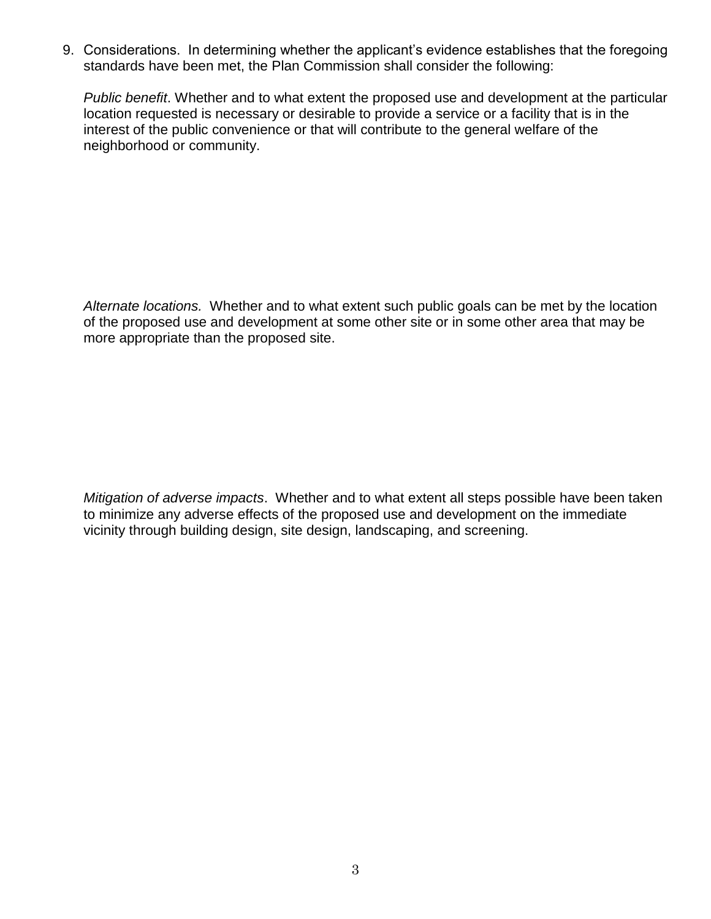9. Considerations. In determining whether the applicant's evidence establishes that the foregoing standards have been met, the Plan Commission shall consider the following:

   *Public benefit*. Whether and to what extent the proposed use and development at the particular location requested is necessary or desirable to provide a service or a facility that is in the interest of the public convenience or that will contribute to the general welfare of the neighborhood or community.

   *Alternate locations.* Whether and to what extent such public goals can be met by the location of the proposed use and development at some other site or in some other area that may be more appropriate than the proposed site.

   *Mitigation of adverse impacts*. Whether and to what extent all steps possible have been taken to minimize any adverse effects of the proposed use and development on the immediate vicinity through building design, site design, landscaping, and screening.